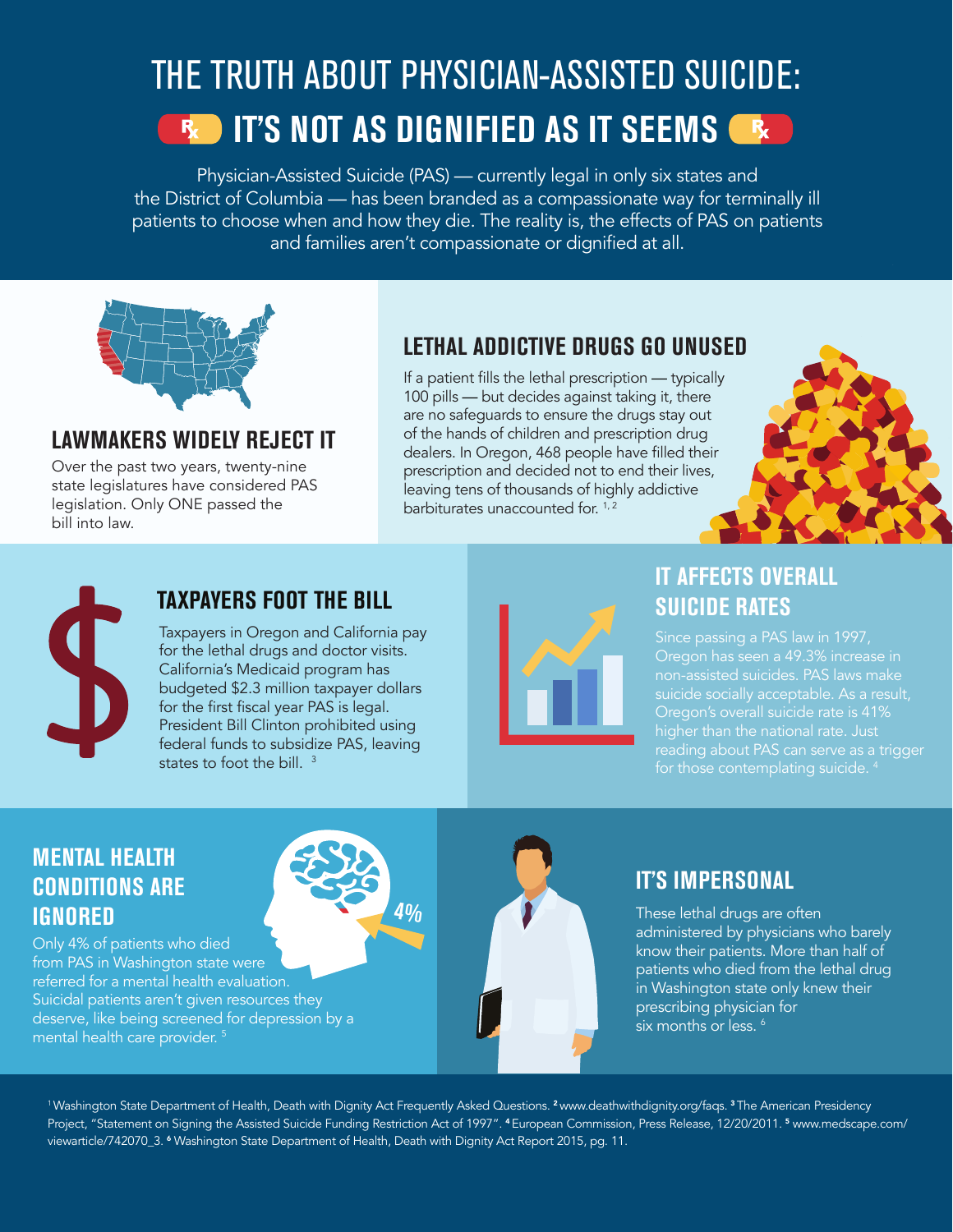# THE TRUTH ABOUT PHYSICIAN-ASSISTED SUICIDE:

## IT'S NOT AS DIGNIFIED AS IT SEEMS

Physician-Assisted Suicide (PAS) — currently legal in only six states and the District of Columbia — has been branded as a compassionate way for terminally ill patients to choose when and how they die. The reality is, the effects of PAS on patients and families aren't compassionate or dignified at all.

### LAWMAKERS WIDELY REJECT IT

Over the past two years, twenty-nine state legislatures have considered PAS legislation. Only ONE passed the bill into law.

### LETHAL ADDICTIVE DRUGS GO UNUSED

If a patient fills the lethal prescription — typically 100 pills — but decides against taking it, there are no safeguards to ensure the drugs stay out of the hands of children and prescription drug dealers. In Oregon, 468 people have filled their prescription and decided not to end their lives, leaving tens of thousands of highly addictive barbiturates unaccounted for. [1, 2]

### TAXPAYERS FOOT THE BILL

Taxpayers in Oregon and California pay for the lethal drugs and doctor visits. California's Medicaid program has budgeted $2.3 million taxpayer dollars for the first fiscal year PAS is legal. President Bill Clinton prohibited using federal funds to subsidize PAS, leaving states to foot the bill. [3]

### IT AFFECTS OVERALL SUICIDE RATES

Since passing a PAS law in 1997, Oregon has seen a 49.3% increase in non-assisted suicides. PAS laws make suicide socially acceptable. As a result, Oregon's overall suicide rate is 41% higher than the national rate. Just reading about PAS can serve as a trigger for those contemplating suicide. [4]

### MENTAL HEALTH CONDITIONS ARE IGNORED

4%

Only 4% of patients who died from PAS in Washington state were referred for a mental health evaluation. Suicidal patients aren't given resources they deserve, like being screened for depression by a mental health care provider. [5]

### IT'S IMPERSONAL

These lethal drugs are often administered by physicians who barely know their patients. More than half of patients who died from the lethal drug in Washington state only knew their prescribing physician for six months or less. [6]

[1] Washington State Department of Health, Death with Dignity Act Frequently Asked Questions. [2] www.deathwithdignity.org/faqs. [3] The American Presidency Project, "Statement on Signing the Assisted Suicide Funding Restriction Act of 1997". [4] European Commission, Press Release, 12/20/2011. [5] www.medscape.com/viewarticle/742070_3. [6] Washington State Department of Health, Death with Dignity Act Report 2015, pg. 11.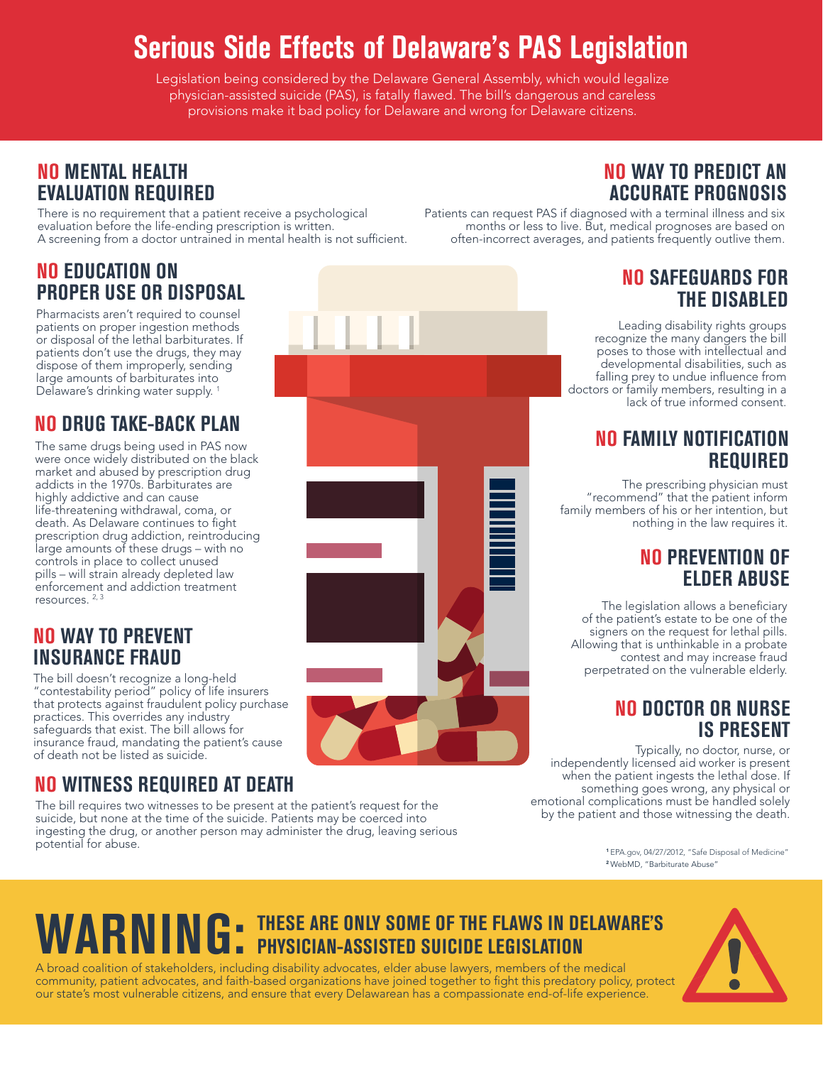# Serious Side Effects of Delaware's PAS Legislation

Legislation being considered by the Delaware General Assembly, which would legalize physician-assisted suicide (PAS), is fatally flawed. The bill's dangerous and careless provisions make it bad policy for Delaware and wrong for Delaware citizens.

## NO MENTAL HEALTH EVALUATION REQUIRED

There is no requirement that a patient receive a psychological evaluation before the life-ending prescription is written. A screening from a doctor untrained in mental health is not sufficient.

## NO WAY TO PREDICT AN ACCURATE PROGNOSIS

Patients can request PAS if diagnosed with a terminal illness and six months or less to live. But, medical prognoses are based on often-incorrect averages, and patients frequently outlive them.

## NO EDUCATION ON PROPER USE OR DISPOSAL

Pharmacists aren't required to counsel patients on proper ingestion methods or disposal of the lethal barbiturates. If patients don't use the drugs, they may dispose of them improperly, sending large amounts of barbiturates into Delaware's drinking water supply. [1]

## NO DRUG TAKE-BACK PLAN

The same drugs being used in PAS now were once widely distributed on the black market and abused by prescription drug addicts in the 1970s. Barbiturates are highly addictive and can cause life-threatening withdrawal, coma, or death. As Delaware continues to fight prescription drug addiction, reintroducing large amounts of these drugs – with no controls in place to collect unused pills – will strain already depleted law enforcement and addiction treatment resources. [2, 3]

## NO WAY TO PREVENT INSURANCE FRAUD

The bill doesn't recognize a long-held "contestability period" policy of life insurers that protects against fraudulent policy purchase practices. This overrides any industry safeguards that exist. The bill allows for insurance fraud, mandating the patient's cause of death not be listed as suicide.

## NO WITNESS REQUIRED AT DEATH

The bill requires two witnesses to be present at the patient's request for the suicide, but none at the time of the suicide. Patients may be coerced into ingesting the drug, or another person may administer the drug, leaving serious potential for abuse.

## NO SAFEGUARDS FOR THE DISABLED

Leading disability rights groups recognize the many dangers the bill poses to those with intellectual and developmental disabilities, such as falling prey to undue influence from doctors or family members, resulting in a lack of true informed consent.

## NO FAMILY NOTIFICATION REQUIRED

The prescribing physician must "recommend" that the patient inform family members of his or her intention, but nothing in the law requires it.

## NO PREVENTION OF ELDER ABUSE

The legislation allows a beneficiary of the patient's estate to be one of the signers on the request for lethal pills. Allowing that is unthinkable in a probate contest and may increase fraud perpetrated on the vulnerable elderly.

## NO DOCTOR OR NURSE IS PRESENT

Typically, no doctor, nurse, or independently licensed aid worker is present when the patient ingests the lethal dose. If something goes wrong, any physical or emotional complications must be handled solely by the patient and those witnessing the death.

[1] EPA.gov, 04/27/2012, "Safe Disposal of Medicine"
[2] WebMD, "Barbiturate Abuse"

# WARNING: THESE ARE ONLY SOME OF THE FLAWS IN DELAWARE'S PHYSICIAN-ASSISTED SUICIDE LEGISLATION

A broad coalition of stakeholders, including disability advocates, elder abuse lawyers, members of the medical community, patient advocates, and faith-based organizations have joined together to fight this predatory policy, protect our state's most vulnerable citizens, and ensure that every Delawarean has a compassionate end-of-life experience.